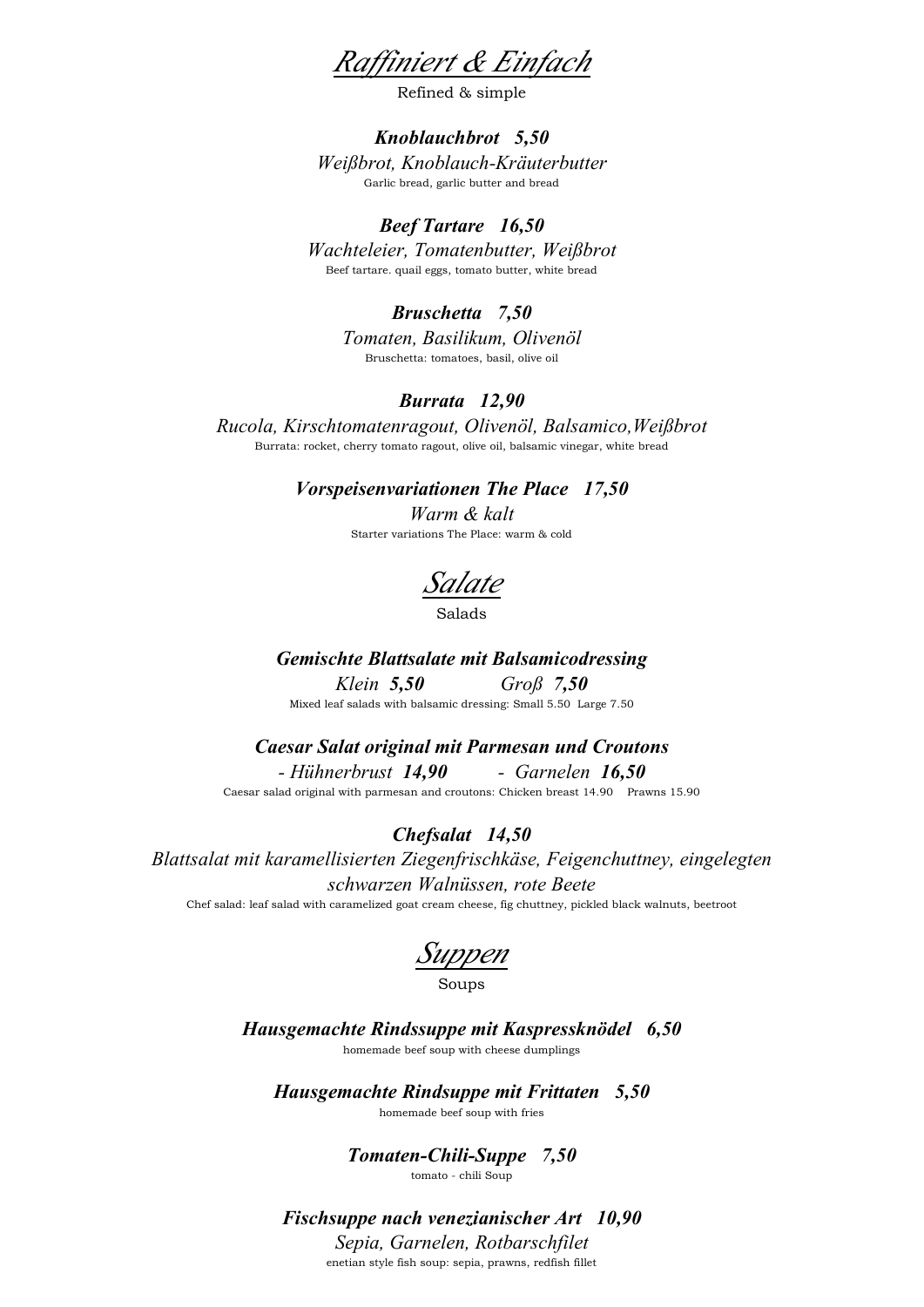# *Raffiniert & Einfach*

Refined & simple

***Knoblauchbrot 5,50***

*Weißbrot, Knoblauch-Kräuterbutter*

Garlic bread, garlic butter and bread

***Beef Tartare 16,50***

*Wachteleier, Tomatenbutter, Weißbrot*

Beef tartare. quail eggs, tomato butter, white bread

***Bruschetta 7,50***

*Tomaten, Basilikum, Olivenöl*

Bruschetta: tomatoes, basil, olive oil

***Burrata 12,90***

*Rucola, Kirschtomatenragout, Olivenöl, Balsamico,Weißbrot*

Burrata: rocket, cherry tomato ragout, olive oil, balsamic vinegar, white bread

***Vorspeisenvariationen The Place 17,50***

*Warm & kalt*

Starter variations The Place: warm & cold

# *Salate*

Salads

***Gemischte Blattsalate mit Balsamicodressing***

*Klein **5,50*** *Groß **7,50***

Mixed leaf salads with balsamic dressing: Small 5.50 Large 7.50

***Caesar Salat original mit Parmesan und Croutons***

*- Hühnerbrust **14,90*** *- Garnelen **16,50***

Caesar salad original with parmesan and croutons: Chicken breast 14.90 Prawns 15.90

***Chefsalat 14,50***

*Blattsalat mit karamellisierten Ziegenfrischkäse, Feigenchuttney, eingelegten schwarzen Walnüssen, rote Beete*

Chef salad: leaf salad with caramelized goat cream cheese, fig chuttney, pickled black walnuts, beetroot

# *Suppen*

Soups

***Hausgemachte Rindssuppe mit Kaspressknödel 6,50***

homemade beef soup with cheese dumplings

***Hausgemachte Rindsuppe mit Frittaten 5,50***

homemade beef soup with fries

***Tomaten-Chili-Suppe 7,50***

tomato - chili Soup

***Fischsuppe nach venezianischer Art 10,90***

*Sepia, Garnelen, Rotbarschfilet*

enetian style fish soup: sepia, prawns, redfish fillet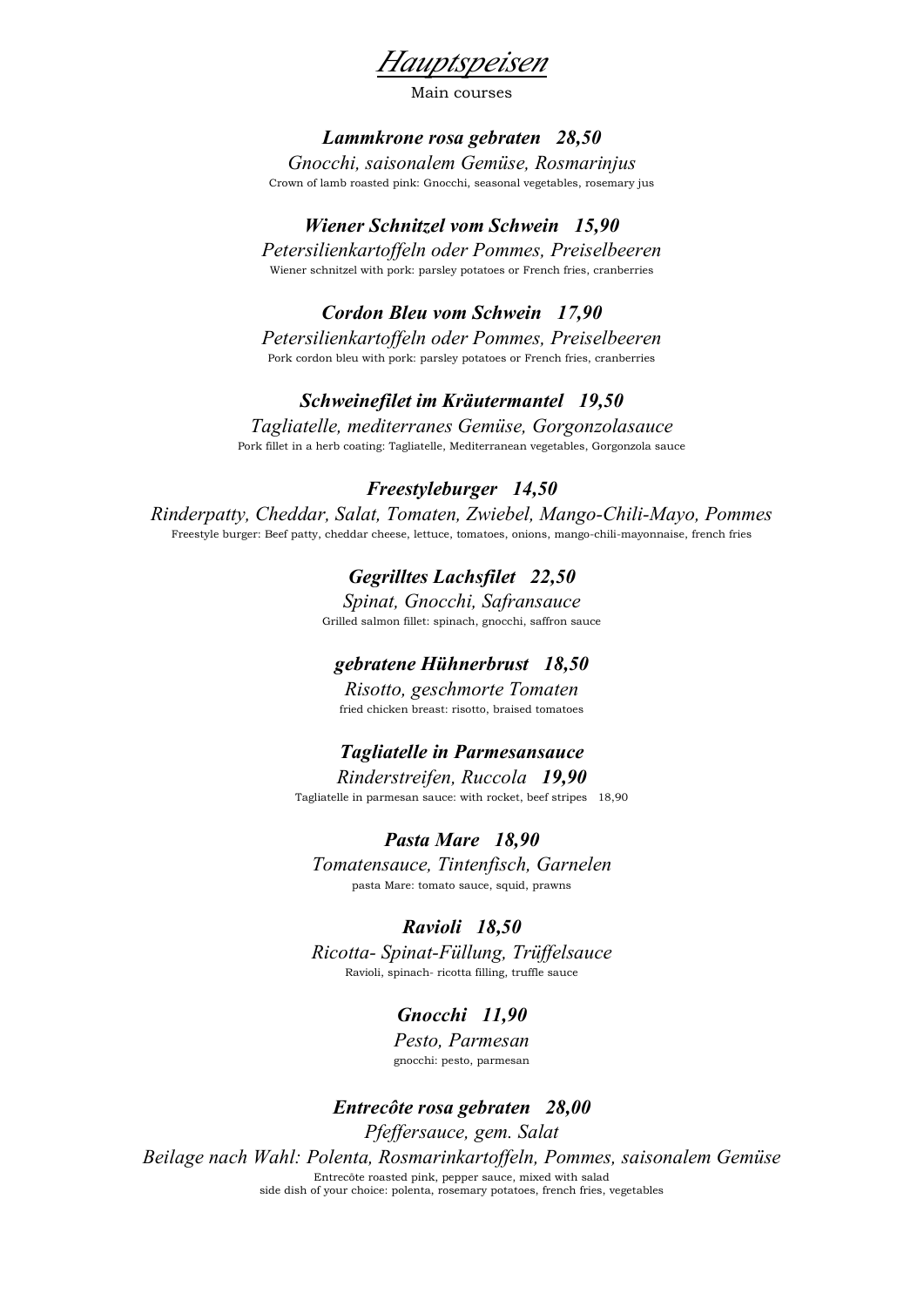# *Hauptspeisen*

Main courses

***Lammkrone rosa gebraten   28,50***

*Gnocchi, saisonalem Gemüse, Rosmarinjus*

Crown of lamb roasted pink: Gnocchi, seasonal vegetables, rosemary jus

***Wiener Schnitzel vom Schwein   15,90***

*Petersilienkartoffeln oder Pommes, Preiselbeeren*

Wiener schnitzel with pork: parsley potatoes or French fries, cranberries

***Cordon Bleu vom Schwein   17,90***

*Petersilienkartoffeln oder Pommes, Preiselbeeren*

Pork cordon bleu with pork: parsley potatoes or French fries, cranberries

***Schweinefilet im Kräutermantel   19,50***

*Tagliatelle, mediterranes Gemüse, Gorgonzolasauce*

Pork fillet in a herb coating: Tagliatelle, Mediterranean vegetables, Gorgonzola sauce

***Freestyleburger   14,50***

*Rinderpatty, Cheddar, Salat, Tomaten, Zwiebel, Mango-Chili-Mayo, Pommes*

Freestyle burger: Beef patty, cheddar cheese, lettuce, tomatoes, onions, mango-chili-mayonnaise, french fries

***Gegrilltes Lachsfilet   22,50***

*Spinat, Gnocchi, Safransauce*

Grilled salmon fillet: spinach, gnocchi, saffron sauce

***gebratene Hühnerbrust   18,50***

*Risotto, geschmorte Tomaten*

fried chicken breast: risotto, braised tomatoes

***Tagliatelle in Parmesansauce***

*Rinderstreifen, Ruccola* ***19,90***

Tagliatelle in parmesan sauce: with rocket, beef stripes   18,90

***Pasta Mare   18,90***

*Tomatensauce, Tintenfisch, Garnelen*

pasta Mare: tomato sauce, squid, prawns

***Ravioli   18,50***

*Ricotta- Spinat-Füllung, Trüffelsauce*

Ravioli, spinach- ricotta filling, truffle sauce

***Gnocchi   11,90***

*Pesto, Parmesan*

gnocchi: pesto, parmesan

***Entrecôte rosa gebraten   28,00***

*Pfeffersauce, gem. Salat*

*Beilage nach Wahl: Polenta, Rosmarinkartoffeln, Pommes, saisonalem Gemüse*

Entrecôte roasted pink, pepper sauce, mixed with salad

side dish of your choice: polenta, rosemary potatoes, french fries, vegetables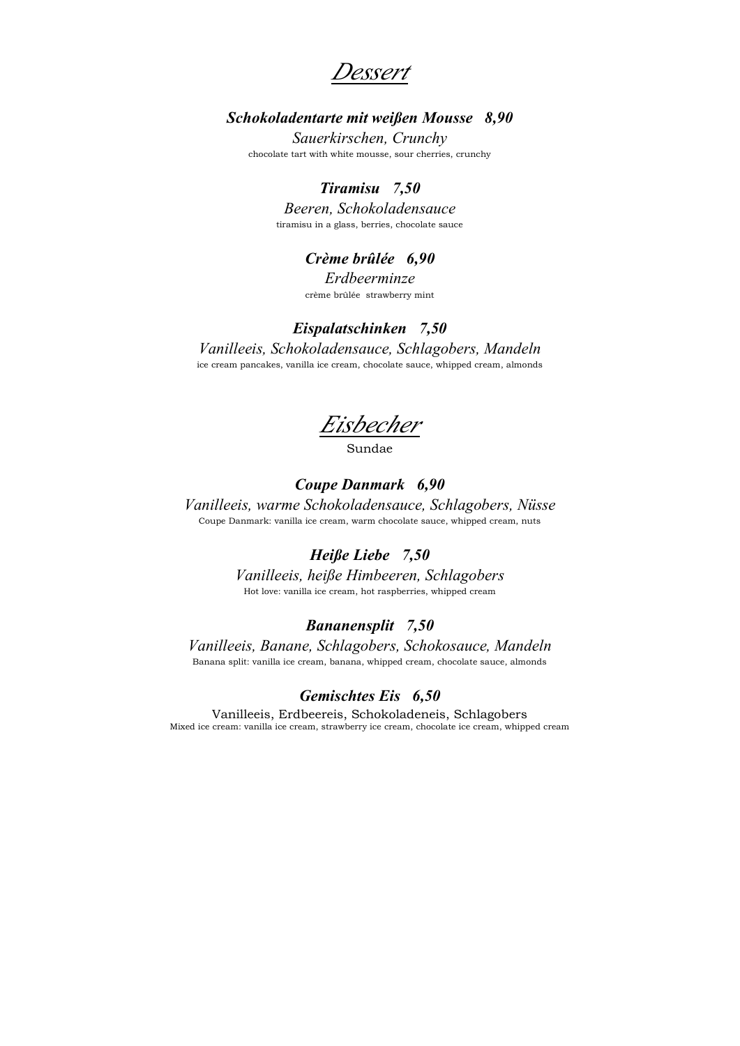# *Dessert*

***Schokoladentarte mit weißen Mousse   8,90***

*Sauerkirschen, Crunchy*

chocolate tart with white mousse, sour cherries, crunchy

***Tiramisu   7,50***

*Beeren, Schokoladensauce*

tiramisu in a glass, berries, chocolate sauce

***Crème brûlée   6,90***

*Erdbeerminze*

crème brûlée  strawberry mint

***Eispalatschinken   7,50***

*Vanilleeis, Schokoladensauce, Schlagobers, Mandeln*

ice cream pancakes, vanilla ice cream, chocolate sauce, whipped cream, almonds

# *Eisbecher*

Sundae

***Coupe Danmark   6,90***

*Vanilleeis, warme Schokoladensauce, Schlagobers, Nüsse*

Coupe Danmark: vanilla ice cream, warm chocolate sauce, whipped cream, nuts

***Heiße Liebe   7,50***

*Vanilleeis, heiße Himbeeren, Schlagobers*

Hot love: vanilla ice cream, hot raspberries, whipped cream

***Bananensplit   7,50***

*Vanilleeis, Banane, Schlagobers, Schokosauce, Mandeln*

Banana split: vanilla ice cream, banana, whipped cream, chocolate sauce, almonds

***Gemischtes Eis   6,50***

Vanilleeis, Erdbeereis, Schokoladeneis, Schlagobers

Mixed ice cream: vanilla ice cream, strawberry ice cream, chocolate ice cream, whipped cream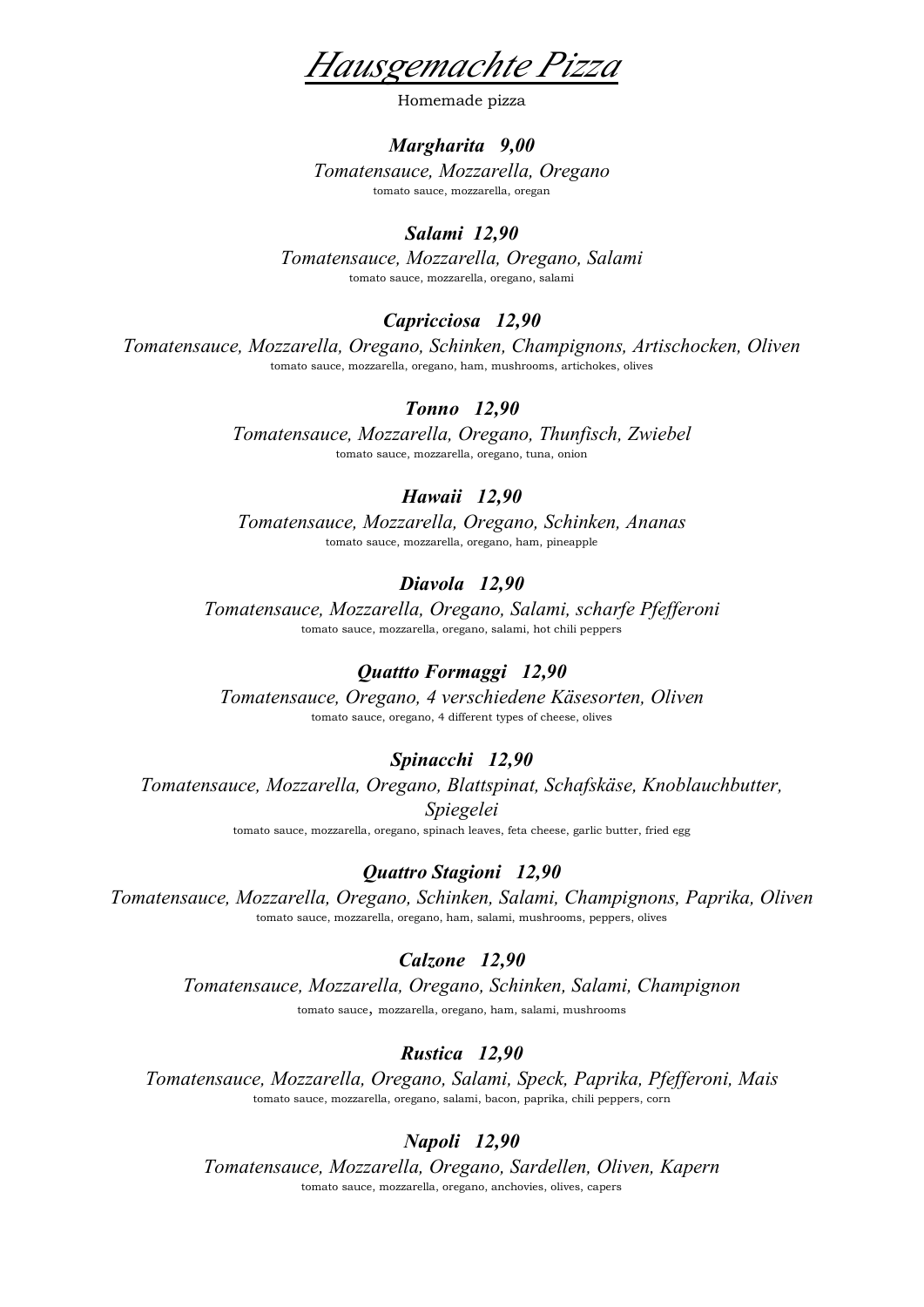# *Hausgemachte Pizza*

Homemade pizza

***Margharita 9,00***

*Tomatensauce, Mozzarella, Oregano*

tomato sauce, mozzarella, oregan

***Salami 12,90***

*Tomatensauce, Mozzarella, Oregano, Salami*

tomato sauce, mozzarella, oregano, salami

***Capricciosa 12,90***

*Tomatensauce, Mozzarella, Oregano, Schinken, Champignons, Artischocken, Oliven*

tomato sauce, mozzarella, oregano, ham, mushrooms, artichokes, olives

***Tonno 12,90***

*Tomatensauce, Mozzarella, Oregano, Thunfisch, Zwiebel*

tomato sauce, mozzarella, oregano, tuna, onion

***Hawaii 12,90***

*Tomatensauce, Mozzarella, Oregano, Schinken, Ananas*

tomato sauce, mozzarella, oregano, ham, pineapple

***Diavola 12,90***

*Tomatensauce, Mozzarella, Oregano, Salami, scharfe Pfefferoni*

tomato sauce, mozzarella, oregano, salami, hot chili peppers

***Quattto Formaggi 12,90***

*Tomatensauce, Oregano, 4 verschiedene Käsesorten, Oliven*

tomato sauce, oregano, 4 different types of cheese, olives

***Spinacchi 12,90***

*Tomatensauce, Mozzarella, Oregano, Blattspinat, Schafskäse, Knoblauchbutter, Spiegelei*

tomato sauce, mozzarella, oregano, spinach leaves, feta cheese, garlic butter, fried egg

***Quattro Stagioni 12,90***

*Tomatensauce, Mozzarella, Oregano, Schinken, Salami, Champignons, Paprika, Oliven*

tomato sauce, mozzarella, oregano, ham, salami, mushrooms, peppers, olives

***Calzone 12,90***

*Tomatensauce, Mozzarella, Oregano, Schinken, Salami, Champignon*

tomato sauce, mozzarella, oregano, ham, salami, mushrooms

***Rustica 12,90***

*Tomatensauce, Mozzarella, Oregano, Salami, Speck, Paprika, Pfefferoni, Mais*

tomato sauce, mozzarella, oregano, salami, bacon, paprika, chili peppers, corn

***Napoli 12,90***

*Tomatensauce, Mozzarella, Oregano, Sardellen, Oliven, Kapern*

tomato sauce, mozzarella, oregano, anchovies, olives, capers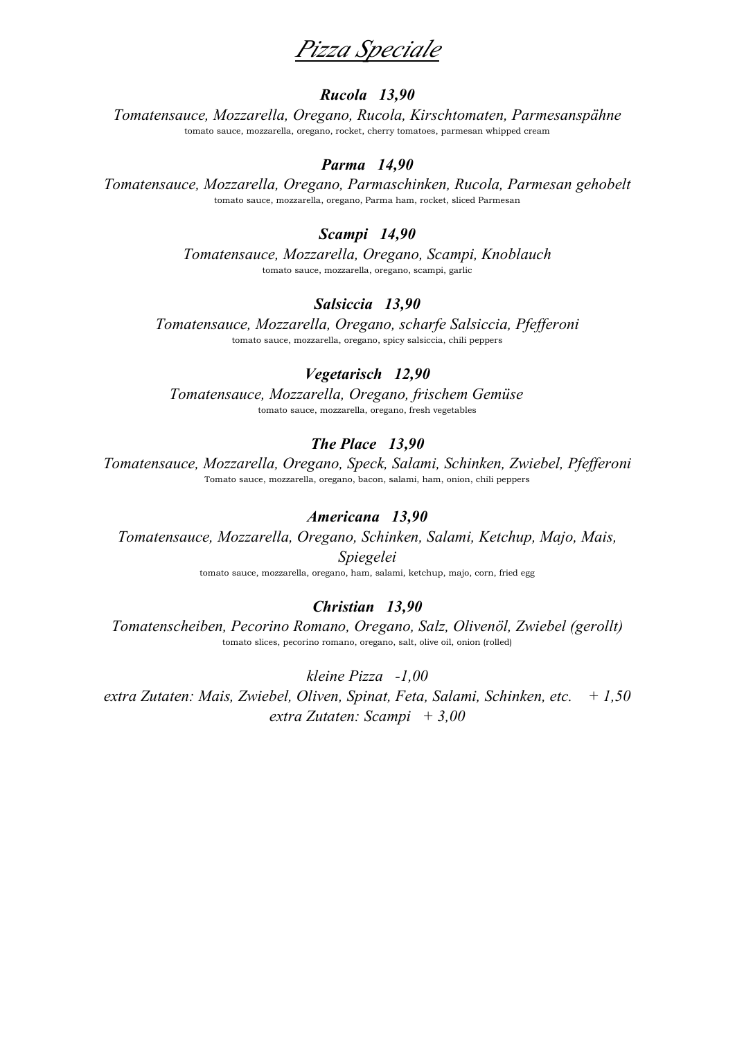# *Pizza Speciale*

***Rucola 13,90***

*Tomatensauce, Mozzarella, Oregano, Rucola, Kirschtomaten, Parmesanspähne*

tomato sauce, mozzarella, oregano, rocket, cherry tomatoes, parmesan whipped cream

***Parma 14,90***

*Tomatensauce, Mozzarella, Oregano, Parmaschinken, Rucola, Parmesan gehobelt*

tomato sauce, mozzarella, oregano, Parma ham, rocket, sliced Parmesan

***Scampi 14,90***

*Tomatensauce, Mozzarella, Oregano, Scampi, Knoblauch*

tomato sauce, mozzarella, oregano, scampi, garlic

***Salsiccia 13,90***

*Tomatensauce, Mozzarella, Oregano, scharfe Salsiccia, Pfefferoni*

tomato sauce, mozzarella, oregano, spicy salsiccia, chili peppers

***Vegetarisch 12,90***

*Tomatensauce, Mozzarella, Oregano, frischem Gemüse*

tomato sauce, mozzarella, oregano, fresh vegetables

***The Place 13,90***

*Tomatensauce, Mozzarella, Oregano, Speck, Salami, Schinken, Zwiebel, Pfefferoni*

Tomato sauce, mozzarella, oregano, bacon, salami, ham, onion, chili peppers

***Americana 13,90***

*Tomatensauce, Mozzarella, Oregano, Schinken, Salami, Ketchup, Majo, Mais, Spiegelei*

tomato sauce, mozzarella, oregano, ham, salami, ketchup, majo, corn, fried egg

***Christian 13,90***

*Tomatenscheiben, Pecorino Romano, Oregano, Salz, Olivenöl, Zwiebel (gerollt)*

tomato slices, pecorino romano, oregano, salt, olive oil, onion (rolled)

*kleine Pizza -1,00*

*extra Zutaten: Mais, Zwiebel, Oliven, Spinat, Feta, Salami, Schinken, etc. + 1,50*

*extra Zutaten: Scampi + 3,00*